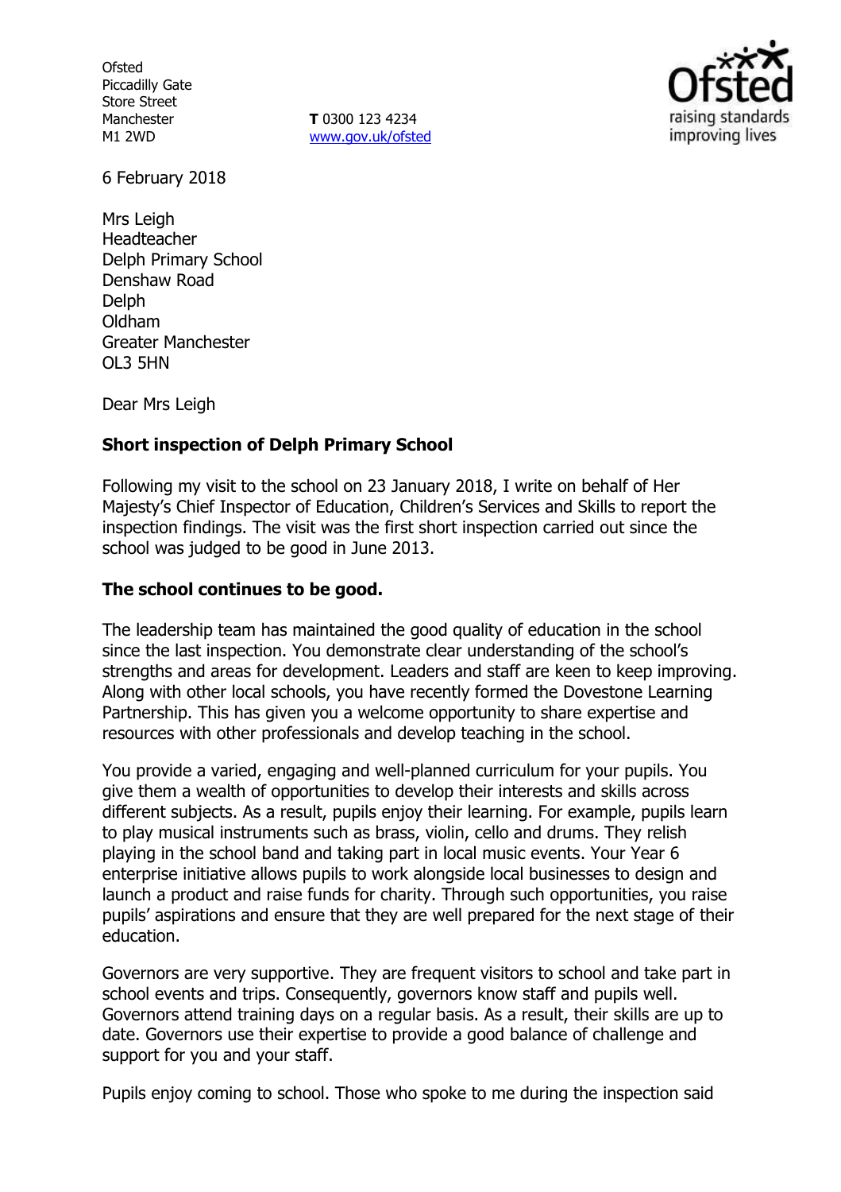Ofsted
Piccadilly Gate
Store Street
Manchester
M1 2WD

**T** 0300 123 4234
www.gov.uk/ofsted

6 February 2018

Mrs Leigh
Headteacher
Delph Primary School
Denshaw Road
Delph
Oldham
Greater Manchester
OL3 5HN

Dear Mrs Leigh

**Short inspection of Delph Primary School**

Following my visit to the school on 23 January 2018, I write on behalf of Her Majesty's Chief Inspector of Education, Children's Services and Skills to report the inspection findings. The visit was the first short inspection carried out since the school was judged to be good in June 2013.

**The school continues to be good.**

The leadership team has maintained the good quality of education in the school since the last inspection. You demonstrate clear understanding of the school's strengths and areas for development. Leaders and staff are keen to keep improving. Along with other local schools, you have recently formed the Dovestone Learning Partnership. This has given you a welcome opportunity to share expertise and resources with other professionals and develop teaching in the school.

You provide a varied, engaging and well-planned curriculum for your pupils. You give them a wealth of opportunities to develop their interests and skills across different subjects. As a result, pupils enjoy their learning. For example, pupils learn to play musical instruments such as brass, violin, cello and drums. They relish playing in the school band and taking part in local music events. Your Year 6 enterprise initiative allows pupils to work alongside local businesses to design and launch a product and raise funds for charity. Through such opportunities, you raise pupils' aspirations and ensure that they are well prepared for the next stage of their education.

Governors are very supportive. They are frequent visitors to school and take part in school events and trips. Consequently, governors know staff and pupils well. Governors attend training days on a regular basis. As a result, their skills are up to date. Governors use their expertise to provide a good balance of challenge and support for you and your staff.

Pupils enjoy coming to school. Those who spoke to me during the inspection said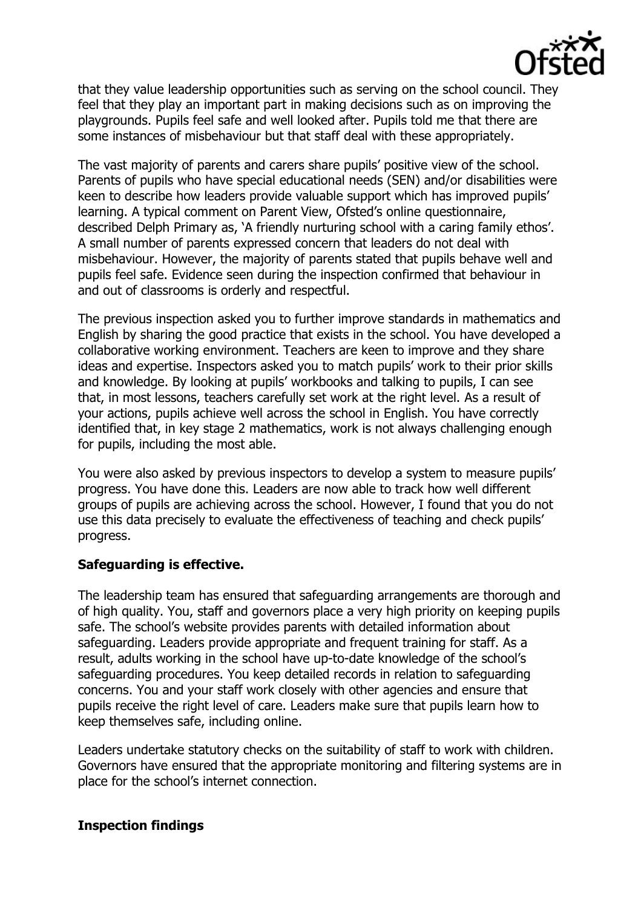that they value leadership opportunities such as serving on the school council. They feel that they play an important part in making decisions such as on improving the playgrounds. Pupils feel safe and well looked after. Pupils told me that there are some instances of misbehaviour but that staff deal with these appropriately.

The vast majority of parents and carers share pupils' positive view of the school. Parents of pupils who have special educational needs (SEN) and/or disabilities were keen to describe how leaders provide valuable support which has improved pupils' learning. A typical comment on Parent View, Ofsted's online questionnaire, described Delph Primary as, 'A friendly nurturing school with a caring family ethos'. A small number of parents expressed concern that leaders do not deal with misbehaviour. However, the majority of parents stated that pupils behave well and pupils feel safe. Evidence seen during the inspection confirmed that behaviour in and out of classrooms is orderly and respectful.

The previous inspection asked you to further improve standards in mathematics and English by sharing the good practice that exists in the school. You have developed a collaborative working environment. Teachers are keen to improve and they share ideas and expertise. Inspectors asked you to match pupils' work to their prior skills and knowledge. By looking at pupils' workbooks and talking to pupils, I can see that, in most lessons, teachers carefully set work at the right level. As a result of your actions, pupils achieve well across the school in English. You have correctly identified that, in key stage 2 mathematics, work is not always challenging enough for pupils, including the most able.

You were also asked by previous inspectors to develop a system to measure pupils' progress. You have done this. Leaders are now able to track how well different groups of pupils are achieving across the school. However, I found that you do not use this data precisely to evaluate the effectiveness of teaching and check pupils' progress.

**Safeguarding is effective.**

The leadership team has ensured that safeguarding arrangements are thorough and of high quality. You, staff and governors place a very high priority on keeping pupils safe. The school's website provides parents with detailed information about safeguarding. Leaders provide appropriate and frequent training for staff. As a result, adults working in the school have up-to-date knowledge of the school's safeguarding procedures. You keep detailed records in relation to safeguarding concerns. You and your staff work closely with other agencies and ensure that pupils receive the right level of care. Leaders make sure that pupils learn how to keep themselves safe, including online.

Leaders undertake statutory checks on the suitability of staff to work with children. Governors have ensured that the appropriate monitoring and filtering systems are in place for the school's internet connection.

**Inspection findings**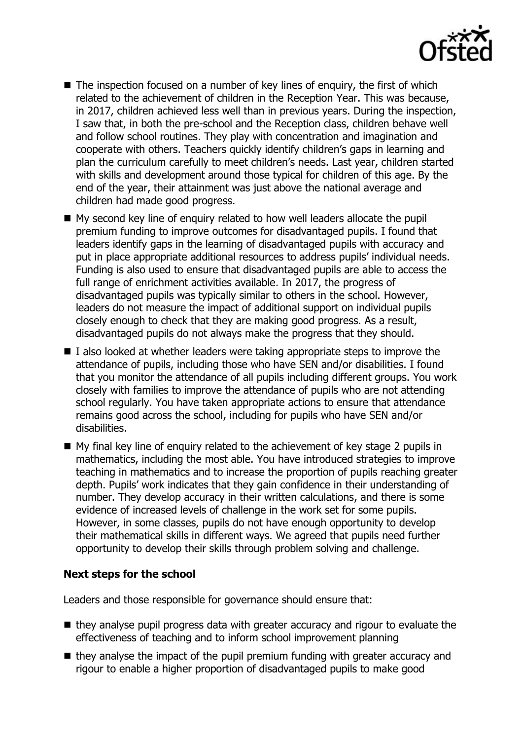- The inspection focused on a number of key lines of enquiry, the first of which related to the achievement of children in the Reception Year. This was because, in 2017, children achieved less well than in previous years. During the inspection, I saw that, in both the pre-school and the Reception class, children behave well and follow school routines. They play with concentration and imagination and cooperate with others. Teachers quickly identify children's gaps in learning and plan the curriculum carefully to meet children's needs. Last year, children started with skills and development around those typical for children of this age. By the end of the year, their attainment was just above the national average and children had made good progress.
- My second key line of enquiry related to how well leaders allocate the pupil premium funding to improve outcomes for disadvantaged pupils. I found that leaders identify gaps in the learning of disadvantaged pupils with accuracy and put in place appropriate additional resources to address pupils' individual needs. Funding is also used to ensure that disadvantaged pupils are able to access the full range of enrichment activities available. In 2017, the progress of disadvantaged pupils was typically similar to others in the school. However, leaders do not measure the impact of additional support on individual pupils closely enough to check that they are making good progress. As a result, disadvantaged pupils do not always make the progress that they should.
- I also looked at whether leaders were taking appropriate steps to improve the attendance of pupils, including those who have SEN and/or disabilities. I found that you monitor the attendance of all pupils including different groups. You work closely with families to improve the attendance of pupils who are not attending school regularly. You have taken appropriate actions to ensure that attendance remains good across the school, including for pupils who have SEN and/or disabilities.
- My final key line of enquiry related to the achievement of key stage 2 pupils in mathematics, including the most able. You have introduced strategies to improve teaching in mathematics and to increase the proportion of pupils reaching greater depth. Pupils' work indicates that they gain confidence in their understanding of number. They develop accuracy in their written calculations, and there is some evidence of increased levels of challenge in the work set for some pupils. However, in some classes, pupils do not have enough opportunity to develop their mathematical skills in different ways. We agreed that pupils need further opportunity to develop their skills through problem solving and challenge.

**Next steps for the school**

Leaders and those responsible for governance should ensure that:

- they analyse pupil progress data with greater accuracy and rigour to evaluate the effectiveness of teaching and to inform school improvement planning
- they analyse the impact of the pupil premium funding with greater accuracy and rigour to enable a higher proportion of disadvantaged pupils to make good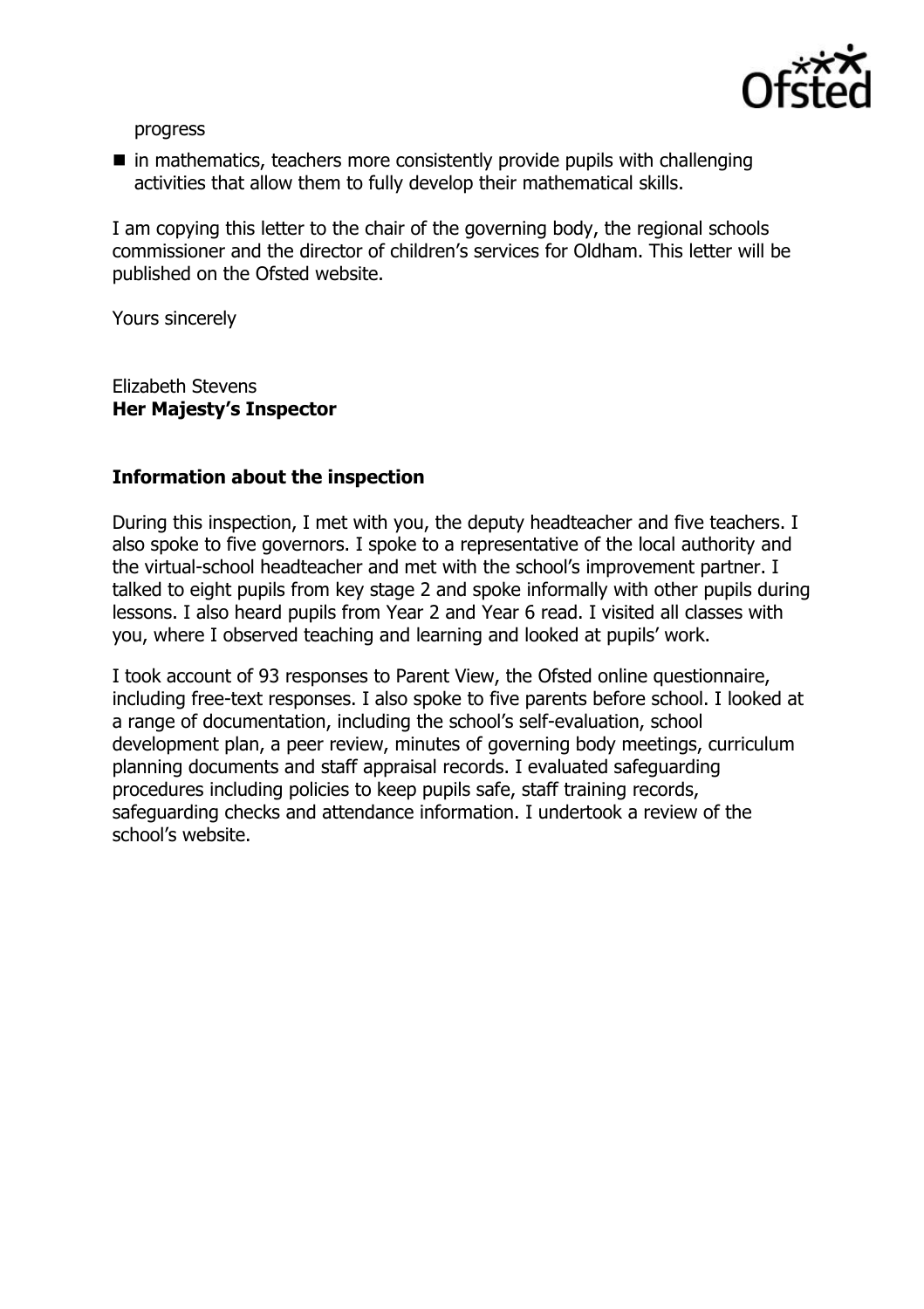progress

- in mathematics, teachers more consistently provide pupils with challenging activities that allow them to fully develop their mathematical skills.

I am copying this letter to the chair of the governing body, the regional schools commissioner and the director of children's services for Oldham. This letter will be published on the Ofsted website.

Yours sincerely

Elizabeth Stevens
**Her Majesty's Inspector**

### Information about the inspection

During this inspection, I met with you, the deputy headteacher and five teachers. I also spoke to five governors. I spoke to a representative of the local authority and the virtual-school headteacher and met with the school's improvement partner. I talked to eight pupils from key stage 2 and spoke informally with other pupils during lessons. I also heard pupils from Year 2 and Year 6 read. I visited all classes with you, where I observed teaching and learning and looked at pupils' work.

I took account of 93 responses to Parent View, the Ofsted online questionnaire, including free-text responses. I also spoke to five parents before school. I looked at a range of documentation, including the school's self-evaluation, school development plan, a peer review, minutes of governing body meetings, curriculum planning documents and staff appraisal records. I evaluated safeguarding procedures including policies to keep pupils safe, staff training records, safeguarding checks and attendance information. I undertook a review of the school's website.